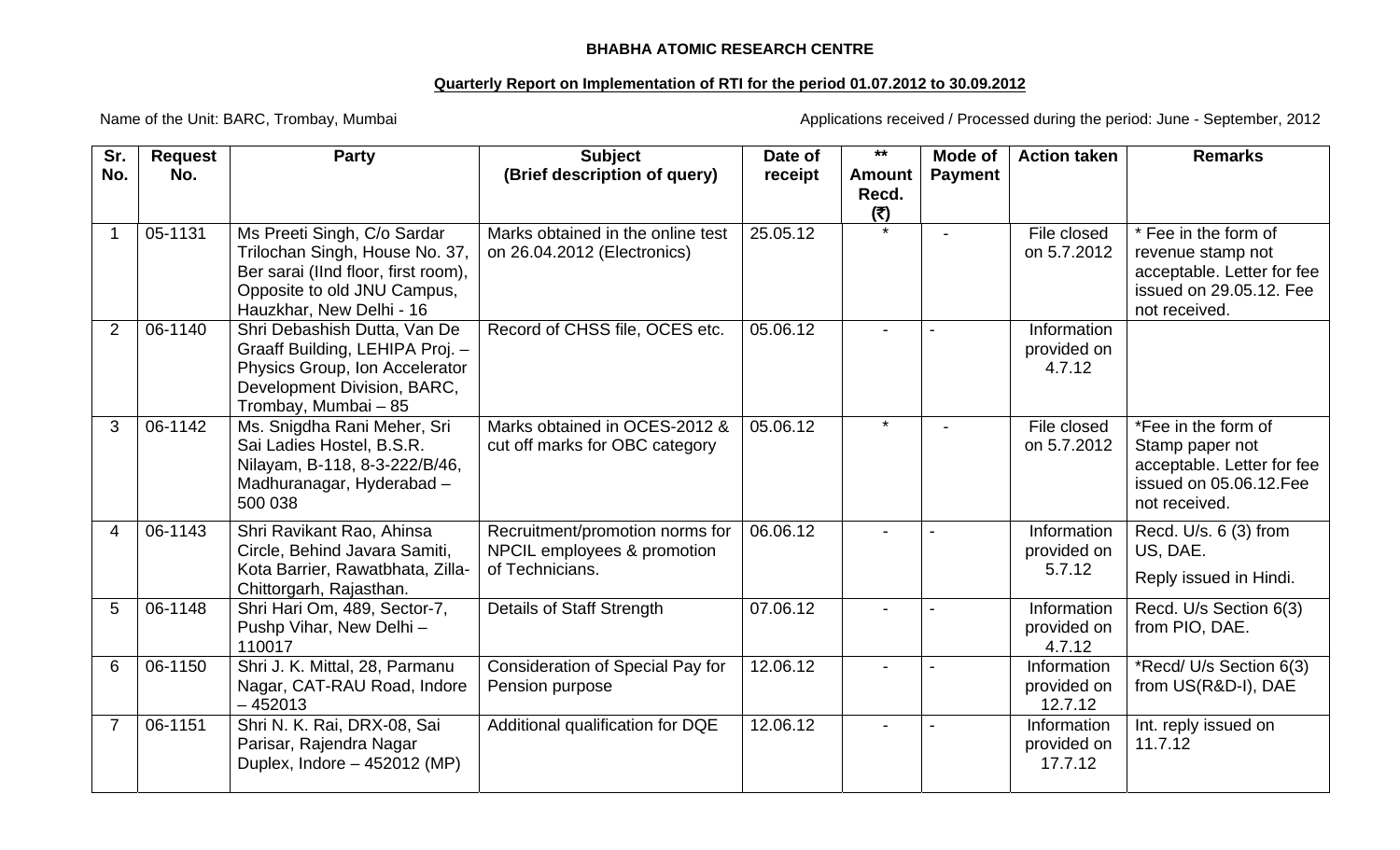**BHABHA ATOMIC RESEARCH CENTRE**

**Quarterly Report on Implementation of RTI for the period 01.07.2012 to 30.09.2012**

Name of the Unit: BARC, Trombay, Mumbai

Applications received / Processed during the period: June - September, 2012

| Sr. No. | Request No. | Party | Subject (Brief description of query) | Date of receipt | ** Amount Recd. (₹) | Mode of Payment | Action taken | Remarks |
|---|---|---|---|---|---|---|---|---|
| 1 | 05-1131 | Ms Preeti Singh, C/o Sardar Trilochan Singh, House No. 37, Ber sarai (IInd floor, first room), Opposite to old JNU Campus, Hauzkhar, New Delhi - 16 | Marks obtained in the online test on 26.04.2012 (Electronics) | 25.05.12 | * | - | File closed on 5.7.2012 | * Fee in the form of revenue stamp not acceptable. Letter for fee issued on 29.05.12. Fee not received. |
| 2 | 06-1140 | Shri Debashish Dutta, Van De Graaff Building, LEHIPA Proj. – Physics Group, Ion Accelerator Development Division, BARC, Trombay, Mumbai – 85 | Record of CHSS file, OCES etc. | 05.06.12 | - | - | Information provided on 4.7.12 | |
| 3 | 06-1142 | Ms. Snigdha Rani Meher, Sri Sai Ladies Hostel, B.S.R. Nilayam, B-118, 8-3-222/B/46, Madhuranagar, Hyderabad – 500 038 | Marks obtained in OCES-2012 & cut off marks for OBC category | 05.06.12 | * | - | File closed on 5.7.2012 | *Fee in the form of Stamp paper not acceptable. Letter for fee issued on 05.06.12.Fee not received. |
| 4 | 06-1143 | Shri Ravikant Rao, Ahinsa Circle, Behind Javara Samiti, Kota Barrier, Rawatbhata, Zilla-Chittorgarh, Rajasthan. | Recruitment/promotion norms for NPCIL employees & promotion of Technicians. | 06.06.12 | - | - | Information provided on 5.7.12 | Recd. U/s. 6 (3) from US, DAE. Reply issued in Hindi. |
| 5 | 06-1148 | Shri Hari Om, 489, Sector-7, Pushp Vihar, New Delhi – 110017 | Details of Staff Strength | 07.06.12 | - | - | Information provided on 4.7.12 | Recd. U/s Section 6(3) from PIO, DAE. |
| 6 | 06-1150 | Shri J. K. Mittal, 28, Parmanu Nagar, CAT-RAU Road, Indore – 452013 | Consideration of Special Pay for Pension purpose | 12.06.12 | - | - | Information provided on 12.7.12 | *Recd/ U/s Section 6(3) from US(R&D-I), DAE |
| 7 | 06-1151 | Shri N. K. Rai, DRX-08, Sai Parisar, Rajendra Nagar Duplex, Indore – 452012 (MP) | Additional qualification for DQE | 12.06.12 | - | - | Information provided on 17.7.12 | Int. reply issued on 11.7.12 |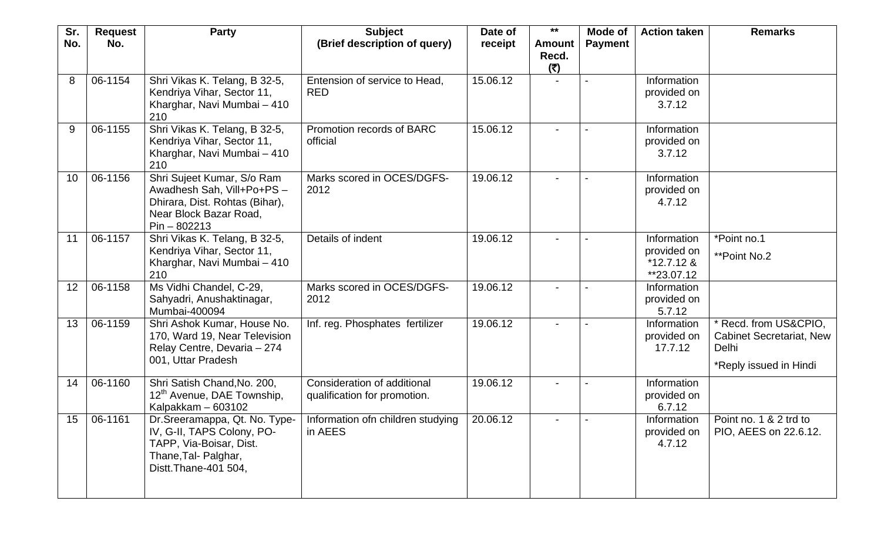| Sr. No. | Request No. | Party | Subject (Brief description of query) | Date of receipt | ** Amount Recd. (₹) | Mode of Payment | Action taken | Remarks |
|---|---|---|---|---|---|---|---|---|
| 8 | 06-1154 | Shri Vikas K. Telang, B 32-5, Kendriya Vihar, Sector 11, Kharghar, Navi Mumbai – 410 210 | Entension of service to Head, RED | 15.06.12 | - | - | Information provided on 3.7.12 | |
| 9 | 06-1155 | Shri Vikas K. Telang, B 32-5, Kendriya Vihar, Sector 11, Kharghar, Navi Mumbai – 410 210 | Promotion records of BARC official | 15.06.12 | - | - | Information provided on 3.7.12 | |
| 10 | 06-1156 | Shri Sujeet Kumar, S/o Ram Awadhesh Sah, Vill+Po+PS – Dhirara, Dist. Rohtas (Bihar), Near Block Bazar Road, Pin – 802213 | Marks scored in OCES/DGFS-2012 | 19.06.12 | - | - | Information provided on 4.7.12 | |
| 11 | 06-1157 | Shri Vikas K. Telang, B 32-5, Kendriya Vihar, Sector 11, Kharghar, Navi Mumbai – 410 210 | Details of indent | 19.06.12 | - | - | Information provided on *12.7.12 & **23.07.12 | *Point no.1 **Point No.2 |
| 12 | 06-1158 | Ms Vidhi Chandel, C-29, Sahyadri, Anushaktinagar, Mumbai-400094 | Marks scored in OCES/DGFS-2012 | 19.06.12 | - | - | Information provided on 5.7.12 | |
| 13 | 06-1159 | Shri Ashok Kumar, House No. 170, Ward 19, Near Television Relay Centre, Devaria – 274 001, Uttar Pradesh | Inf. reg. Phosphates fertilizer | 19.06.12 | - | - | Information provided on 17.7.12 | * Recd. from US&CPIO, Cabinet Secretariat, New Delhi *Reply issued in Hindi |
| 14 | 06-1160 | Shri Satish Chand,No. 200, 12th Avenue, DAE Township, Kalpakkam – 603102 | Consideration of additional qualification for promotion. | 19.06.12 | - | - | Information provided on 6.7.12 | |
| 15 | 06-1161 | Dr.Sreeramappa, Qt. No. Type-IV, G-II, TAPS Colony, PO-TAPP, Via-Boisar, Dist. Thane,Tal- Palghar, Distt.Thane-401 504, | Information ofn children studying in AEES | 20.06.12 | - | - | Information provided on 4.7.12 | Point no. 1 & 2 trd to PIO, AEES on 22.6.12. |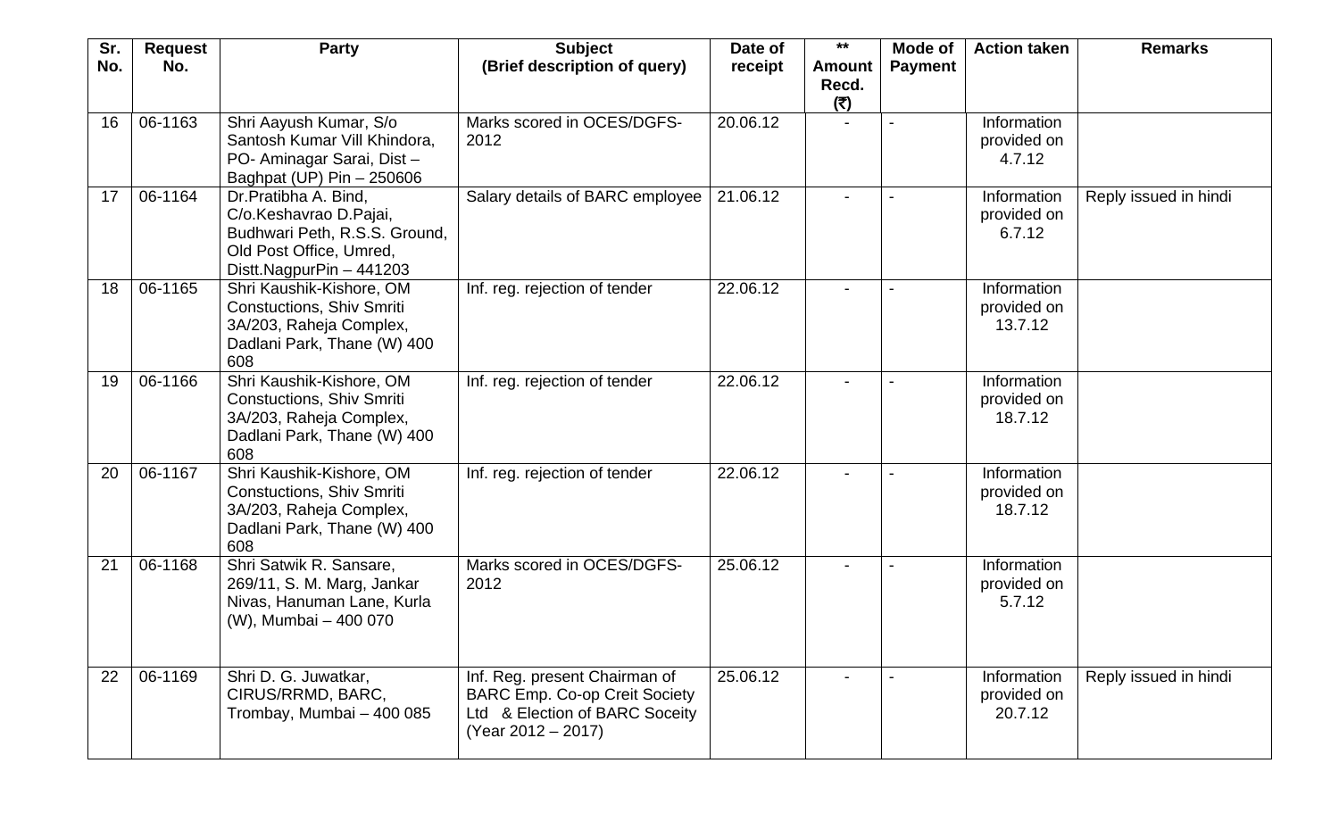| Sr. No. | Request No. | Party | Subject (Brief description of query) | Date of receipt | ** Amount Recd. (₹) | Mode of Payment | Action taken | Remarks |
|---|---|---|---|---|---|---|---|---|
| 16 | 06-1163 | Shri Aayush Kumar, S/o Santosh Kumar Vill Khindora, PO- Aminagar Sarai, Dist – Baghpat (UP) Pin – 250606 | Marks scored in OCES/DGFS-2012 | 20.06.12 | - | - | Information provided on 4.7.12 | |
| 17 | 06-1164 | Dr.Pratibha A. Bind, C/o.Keshavrao D.Pajai, Budhwari Peth, R.S.S. Ground, Old Post Office, Umred, Distt.NagpurPin – 441203 | Salary details of BARC employee | 21.06.12 | - | - | Information provided on 6.7.12 | Reply issued in hindi |
| 18 | 06-1165 | Shri Kaushik-Kishore, OM Constuctions, Shiv Smriti 3A/203, Raheja Complex, Dadlani Park, Thane (W) 400 608 | Inf. reg. rejection of tender | 22.06.12 | - | - | Information provided on 13.7.12 | |
| 19 | 06-1166 | Shri Kaushik-Kishore, OM Constuctions, Shiv Smriti 3A/203, Raheja Complex, Dadlani Park, Thane (W) 400 608 | Inf. reg. rejection of tender | 22.06.12 | - | - | Information provided on 18.7.12 | |
| 20 | 06-1167 | Shri Kaushik-Kishore, OM Constuctions, Shiv Smriti 3A/203, Raheja Complex, Dadlani Park, Thane (W) 400 608 | Inf. reg. rejection of tender | 22.06.12 | - | - | Information provided on 18.7.12 | |
| 21 | 06-1168 | Shri Satwik R. Sansare, 269/11, S. M. Marg, Jankar Nivas, Hanuman Lane, Kurla (W), Mumbai – 400 070 | Marks scored in OCES/DGFS-2012 | 25.06.12 | - | - | Information provided on 5.7.12 | |
| 22 | 06-1169 | Shri D. G. Juwatkar, CIRUS/RRMD, BARC, Trombay, Mumbai – 400 085 | Inf. Reg. present Chairman of BARC Emp. Co-op Creit Society Ltd & Election of BARC Soceity (Year 2012 – 2017) | 25.06.12 | - | - | Information provided on 20.7.12 | Reply issued in hindi |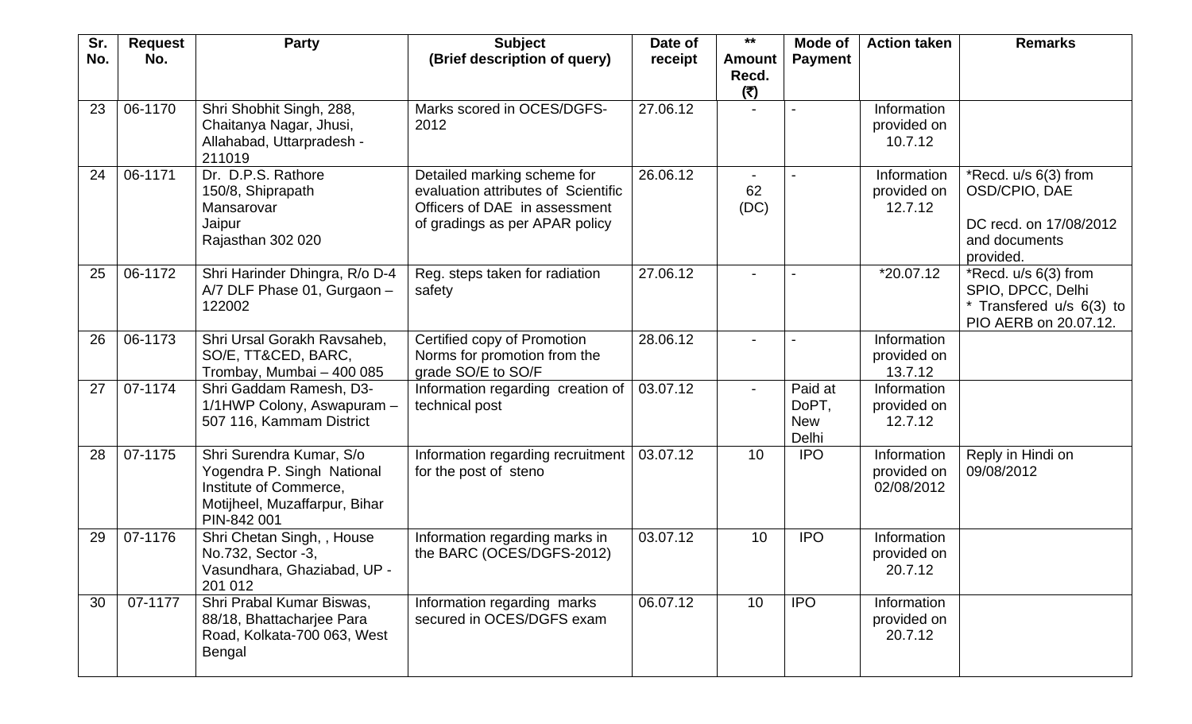| Sr. No. | Request No. | Party | Subject (Brief description of query) | Date of receipt | ** Amount Recd. (₹) | Mode of Payment | Action taken | Remarks |
|---|---|---|---|---|---|---|---|---|
| 23 | 06-1170 | Shri Shobhit Singh, 288, Chaitanya Nagar, Jhusi, Allahabad, Uttarpradesh - 211019 | Marks scored in OCES/DGFS-2012 | 27.06.12 | - | - | Information provided on 10.7.12 | |
| 24 | 06-1171 | Dr. D.P.S. Rathore 150/8, Shiprapath Mansarovar Jaipur Rajasthan 302 020 | Detailed marking scheme for evaluation attributes of Scientific Officers of DAE in assessment of gradings as per APAR policy | 26.06.12 | - 62 (DC) | - | Information provided on 12.7.12 | *Recd. u/s 6(3) from OSD/CPIO, DAE<br><br>DC recd. on 17/08/2012 and documents provided. |
| 25 | 06-1172 | Shri Harinder Dhingra, R/o D-4 A/7 DLF Phase 01, Gurgaon – 122002 | Reg. steps taken for radiation safety | 27.06.12 | - | - | *20.07.12 | *Recd. u/s 6(3) from SPIO, DPCC, Delhi<br>* Transfered u/s 6(3) to PIO AERB on 20.07.12. |
| 26 | 06-1173 | Shri Ursal Gorakh Ravsaheb, SO/E, TT&CED, BARC, Trombay, Mumbai – 400 085 | Certified copy of Promotion Norms for promotion from the grade SO/E to SO/F | 28.06.12 | - | - | Information provided on 13.7.12 | |
| 27 | 07-1174 | Shri Gaddam Ramesh, D3-1/1HWP Colony, Aswapuram – 507 116, Kammam District | Information regarding creation of technical post | 03.07.12 | - | Paid at DoPT, New Delhi | Information provided on 12.7.12 | |
| 28 | 07-1175 | Shri Surendra Kumar, S/o Yogendra P. Singh National Institute of Commerce, Motijheel, Muzaffarpur, Bihar PIN-842 001 | Information regarding recruitment for the post of steno | 03.07.12 | 10 | IPO | Information provided on 02/08/2012 | Reply in Hindi on 09/08/2012 |
| 29 | 07-1176 | Shri Chetan Singh, , House No.732, Sector -3, Vasundhara, Ghaziabad, UP - 201 012 | Information regarding marks in the BARC (OCES/DGFS-2012) | 03.07.12 | 10 | IPO | Information provided on 20.7.12 | |
| 30 | 07-1177 | Shri Prabal Kumar Biswas, 88/18, Bhattacharjee Para Road, Kolkata-700 063, West Bengal | Information regarding marks secured in OCES/DGFS exam | 06.07.12 | 10 | IPO | Information provided on 20.7.12 | |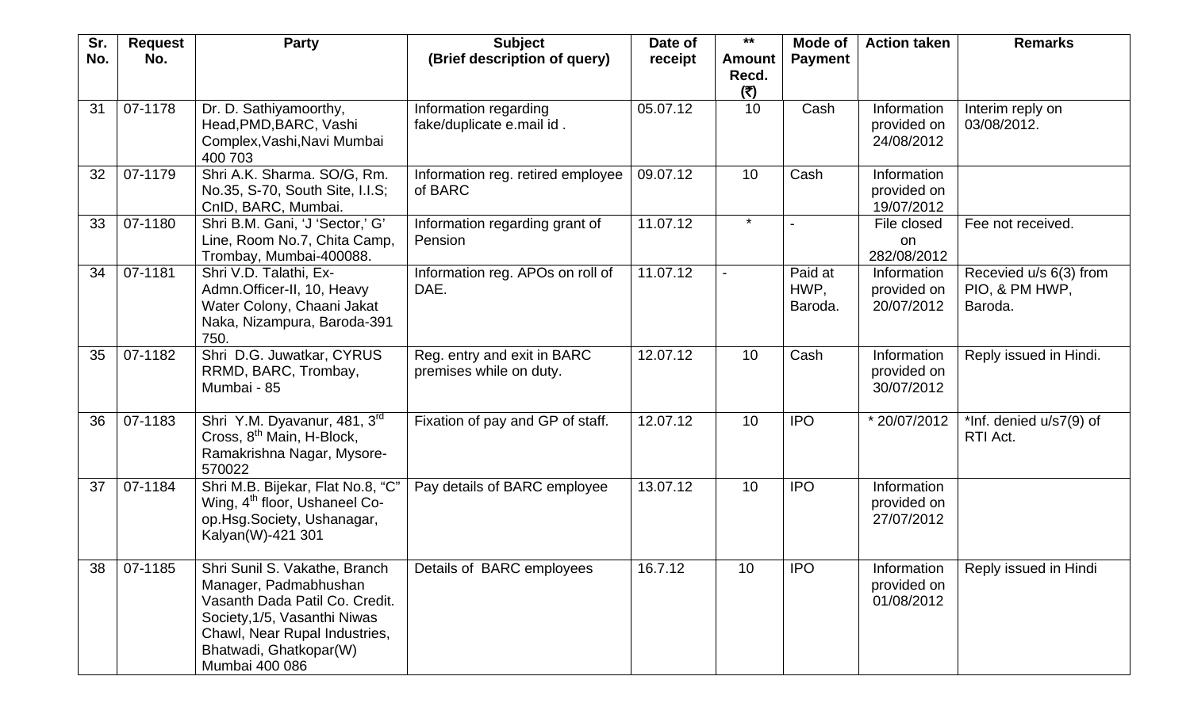| Sr. No. | Request No. | Party | Subject (Brief description of query) | Date of receipt | ** Amount Recd. (₹) | Mode of Payment | Action taken | Remarks |
|---|---|---|---|---|---|---|---|---|
| 31 | 07-1178 | Dr. D. Sathiyamoorthy, Head,PMD,BARC, Vashi Complex,Vashi,Navi Mumbai 400 703 | Information regarding fake/duplicate e.mail id . | 05.07.12 | 10 | Cash | Information provided on 24/08/2012 | Interim reply on 03/08/2012. |
| 32 | 07-1179 | Shri A.K. Sharma. SO/G, Rm. No.35, S-70, South Site, I.I.S; CnID, BARC, Mumbai. | Information reg. retired employee of BARC | 09.07.12 | 10 | Cash | Information provided on 19/07/2012 | |
| 33 | 07-1180 | Shri B.M. Gani, 'J 'Sector,' G' Line, Room No.7, Chita Camp, Trombay, Mumbai-400088. | Information regarding grant of Pension | 11.07.12 | * | - | File closed on 282/08/2012 | Fee not received. |
| 34 | 07-1181 | Shri V.D. Talathi, Ex-Admn.Officer-II, 10, Heavy Water Colony, Chaani Jakat Naka, Nizampura, Baroda-391 750. | Information reg. APOs on roll of DAE. | 11.07.12 | - | Paid at HWP, Baroda. | Information provided on 20/07/2012 | Recevied u/s 6(3) from PIO, & PM HWP, Baroda. |
| 35 | 07-1182 | Shri D.G. Juwatkar, CYRUS RRMD, BARC, Trombay, Mumbai - 85 | Reg. entry and exit in BARC premises while on duty. | 12.07.12 | 10 | Cash | Information provided on 30/07/2012 | Reply issued in Hindi. |
| 36 | 07-1183 | Shri Y.M. Dyavanur, 481, 3rd Cross, 8th Main, H-Block, Ramakrishna Nagar, Mysore-570022 | Fixation of pay and GP of staff. | 12.07.12 | 10 | IPO | * 20/07/2012 | *Inf. denied u/s7(9) of RTI Act. |
| 37 | 07-1184 | Shri M.B. Bijekar, Flat No.8, "C" Wing, 4th floor, Ushaneel Co-op.Hsg.Society, Ushanagar, Kalyan(W)-421 301 | Pay details of BARC employee | 13.07.12 | 10 | IPO | Information provided on 27/07/2012 | |
| 38 | 07-1185 | Shri Sunil S. Vakathe, Branch Manager, Padmabhushan Vasanth Dada Patil Co. Credit. Society,1/5, Vasanthi Niwas Chawl, Near Rupal Industries, Bhatwadi, Ghatkopar(W) Mumbai 400 086 | Details of BARC employees | 16.7.12 | 10 | IPO | Information provided on 01/08/2012 | Reply issued in Hindi |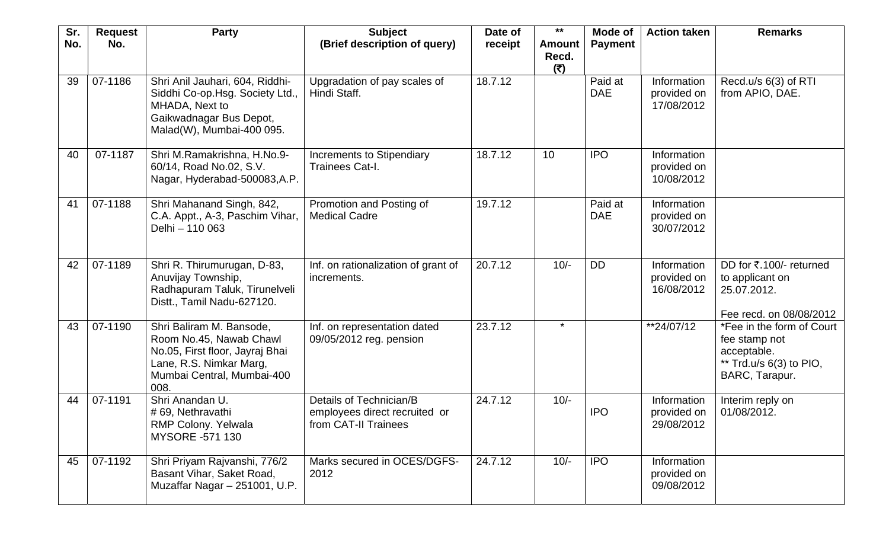| Sr. No. | Request No. | Party | Subject (Brief description of query) | Date of receipt | ** Amount Recd. (₹) | Mode of Payment | Action taken | Remarks |
|---|---|---|---|---|---|---|---|---|
| 39 | 07-1186 | Shri Anil Jauhari, 604, Riddhi-Siddhi Co-op.Hsg. Society Ltd., MHADA, Next to Gaikwadnagar Bus Depot, Malad(W), Mumbai-400 095. | Upgradation of pay scales of Hindi Staff. | 18.7.12 | | Paid at DAE | Information provided on 17/08/2012 | Recd.u/s 6(3) of RTI from APIO, DAE. |
| 40 | 07-1187 | Shri M.Ramakrishna, H.No.9-60/14, Road No.02, S.V. Nagar, Hyderabad-500083,A.P. | Increments to Stipendiary Trainees Cat-I. | 18.7.12 | 10 | IPO | Information provided on 10/08/2012 | |
| 41 | 07-1188 | Shri Mahanand Singh, 842, C.A. Appt., A-3, Paschim Vihar, Delhi – 110 063 | Promotion and Posting of Medical Cadre | 19.7.12 | | Paid at DAE | Information provided on 30/07/2012 | |
| 42 | 07-1189 | Shri R. Thirumurugan, D-83, Anuvijay Township, Radhapuram Taluk, Tirunelveli Distt., Tamil Nadu-627120. | Inf. on rationalization of grant of increments. | 20.7.12 | 10/- | DD | Information provided on 16/08/2012 | DD for ₹.100/- returned to applicant on 25.07.2012. Fee recd. on 08/08/2012 |
| 43 | 07-1190 | Shri Baliram M. Bansode, Room No.45, Nawab Chawl No.05, First floor, Jayraj Bhai Lane, R.S. Nimkar Marg, Mumbai Central, Mumbai-400 008. | Inf. on representation dated 09/05/2012 reg. pension | 23.7.12 | * | | **24/07/12 | *Fee in the form of Court fee stamp not acceptable. ** Trd.u/s 6(3) to PIO, BARC, Tarapur. |
| 44 | 07-1191 | Shri Anandan U. # 69, Nethravathi RMP Colony. Yelwala MYSORE -571 130 | Details of Technician/B employees direct recruited or from CAT-II Trainees | 24.7.12 | 10/- | IPO | Information provided on 29/08/2012 | Interim reply on 01/08/2012. |
| 45 | 07-1192 | Shri Priyam Rajvanshi, 776/2 Basant Vihar, Saket Road, Muzaffar Nagar – 251001, U.P. | Marks secured in OCES/DGFS-2012 | 24.7.12 | 10/- | IPO | Information provided on 09/08/2012 | |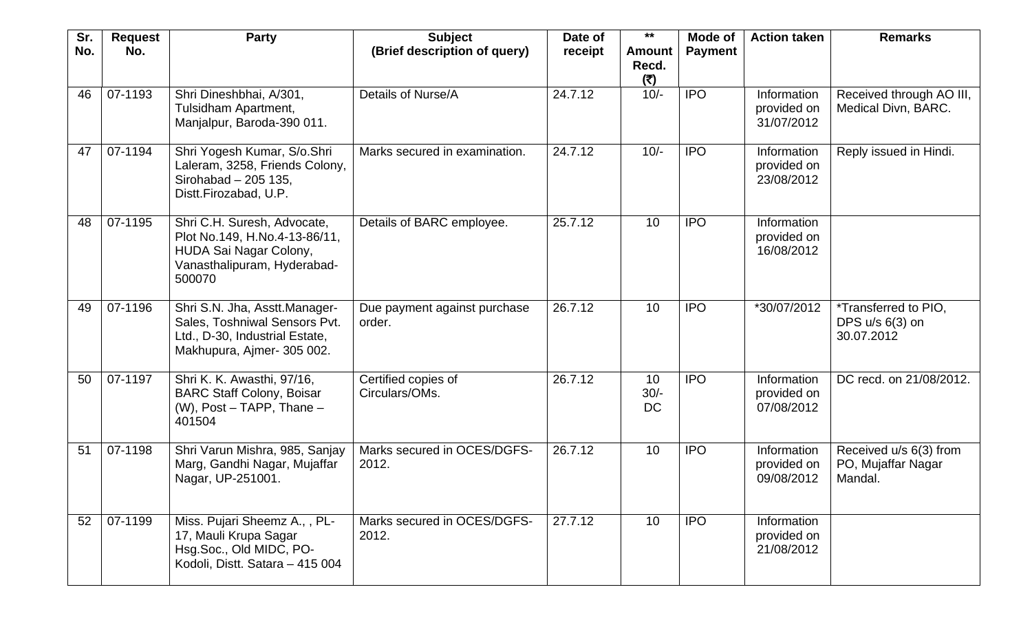| Sr. No. | Request No. | Party | Subject (Brief description of query) | Date of receipt | ** Amount Recd. (₹) | Mode of Payment | Action taken | Remarks |
|---|---|---|---|---|---|---|---|---|
| 46 | 07-1193 | Shri Dineshbhai, A/301, Tulsidham Apartment, Manjalpur, Baroda-390 011. | Details of Nurse/A | 24.7.12 | 10/- | IPO | Information provided on 31/07/2012 | Received through AO III, Medical Divn, BARC. |
| 47 | 07-1194 | Shri Yogesh Kumar, S/o.Shri Laleram, 3258, Friends Colony, Sirohabad – 205 135, Distt.Firozabad, U.P. | Marks secured in examination. | 24.7.12 | 10/- | IPO | Information provided on 23/08/2012 | Reply issued in Hindi. |
| 48 | 07-1195 | Shri C.H. Suresh, Advocate, Plot No.149, H.No.4-13-86/11, HUDA Sai Nagar Colony, Vanasthalipuram, Hyderabad-500070 | Details of BARC employee. | 25.7.12 | 10 | IPO | Information provided on 16/08/2012 | |
| 49 | 07-1196 | Shri S.N. Jha, Asstt.Manager-Sales, Toshniwal Sensors Pvt. Ltd., D-30, Industrial Estate, Makhupura, Ajmer- 305 002. | Due payment against purchase order. | 26.7.12 | 10 | IPO | *30/07/2012 | *Transferred to PIO, DPS u/s 6(3) on 30.07.2012 |
| 50 | 07-1197 | Shri K. K. Awasthi, 97/16, BARC Staff Colony, Boisar (W), Post – TAPP, Thane – 401504 | Certified copies of Circulars/OMs. | 26.7.12 | 10 30/- DC | IPO | Information provided on 07/08/2012 | DC recd. on 21/08/2012. |
| 51 | 07-1198 | Shri Varun Mishra, 985, Sanjay Marg, Gandhi Nagar, Mujaffar Nagar, UP-251001. | Marks secured in OCES/DGFS-2012. | 26.7.12 | 10 | IPO | Information provided on 09/08/2012 | Received u/s 6(3) from PO, Mujaffar Nagar Mandal. |
| 52 | 07-1199 | Miss. Pujari Sheemz A., , PL-17, Mauli Krupa Sagar Hsg.Soc., Old MIDC, PO-Kodoli, Distt. Satara – 415 004 | Marks secured in OCES/DGFS-2012. | 27.7.12 | 10 | IPO | Information provided on 21/08/2012 | |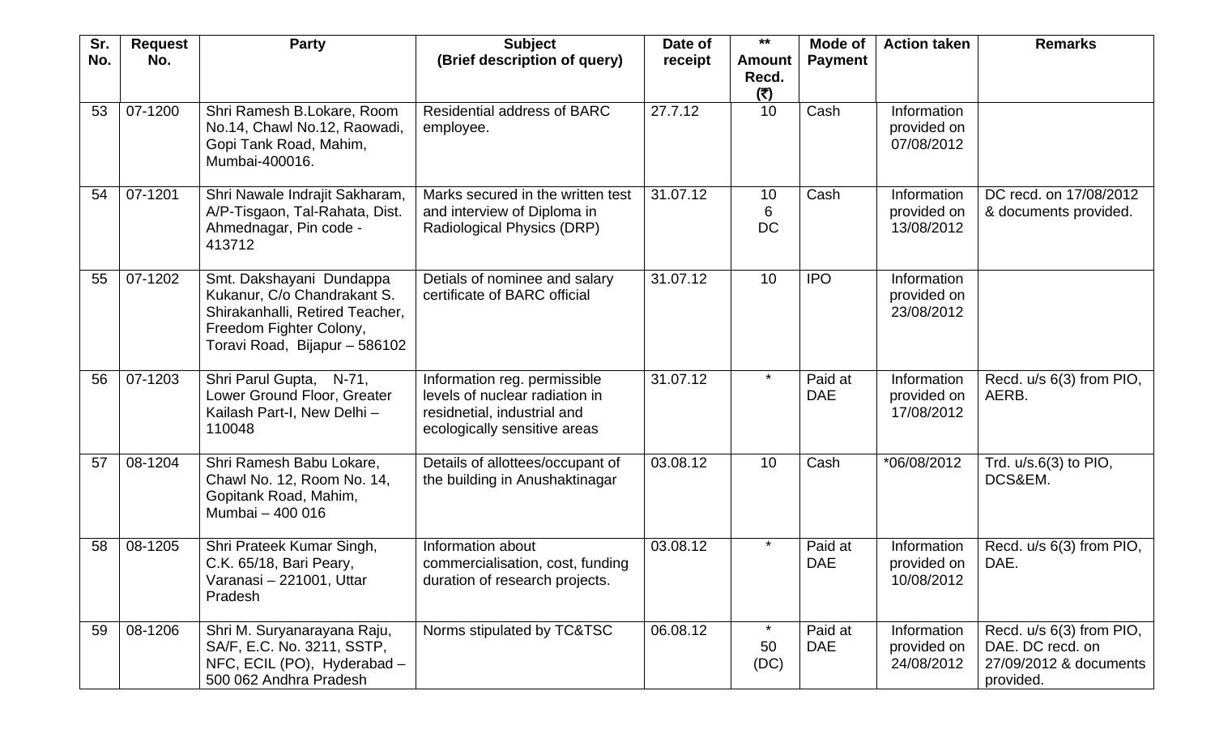| Sr. No. | Request No. | Party | Subject (Brief description of query) | Date of receipt | ** Amount Recd. (₹) | Mode of Payment | Action taken | Remarks |
|---|---|---|---|---|---|---|---|---|
| 53 | 07-1200 | Shri Ramesh B.Lokare, Room No.14, Chawl No.12, Raowadi, Gopi Tank Road, Mahim, Mumbai-400016. | Residential address of BARC employee. | 27.7.12 | 10 | Cash | Information provided on 07/08/2012 | |
| 54 | 07-1201 | Shri Nawale Indrajit Sakharam, A/P-Tisgaon, Tal-Rahata, Dist. Ahmednagar, Pin code - 413712 | Marks secured in the written test and interview of Diploma in Radiological Physics (DRP) | 31.07.12 | 10 6 DC | Cash | Information provided on 13/08/2012 | DC recd. on 17/08/2012 & documents provided. |
| 55 | 07-1202 | Smt. Dakshayani Dundappa Kukanur, C/o Chandrakant S. Shirakanhalli, Retired Teacher, Freedom Fighter Colony, Toravi Road, Bijapur – 586102 | Detials of nominee and salary certificate of BARC official | 31.07.12 | 10 | IPO | Information provided on 23/08/2012 | |
| 56 | 07-1203 | Shri Parul Gupta, N-71, Lower Ground Floor, Greater Kailash Part-I, New Delhi – 110048 | Information reg. permissible levels of nuclear radiation in residnetial, industrial and ecologically sensitive areas | 31.07.12 | * | Paid at DAE | Information provided on 17/08/2012 | Recd. u/s 6(3) from PIO, AERB. |
| 57 | 08-1204 | Shri Ramesh Babu Lokare, Chawl No. 12, Room No. 14, Gopitank Road, Mahim, Mumbai – 400 016 | Details of allottees/occupant of the building in Anushaktinagar | 03.08.12 | 10 | Cash | *06/08/2012 | Trd. u/s.6(3) to PIO, DCS&EM. |
| 58 | 08-1205 | Shri Prateek Kumar Singh, C.K. 65/18, Bari Peary, Varanasi – 221001, Uttar Pradesh | Information about commercialisation, cost, funding duration of research projects. | 03.08.12 | * | Paid at DAE | Information provided on 10/08/2012 | Recd. u/s 6(3) from PIO, DAE. |
| 59 | 08-1206 | Shri M. Suryanarayana Raju, SA/F, E.C. No. 3211, SSTP, NFC, ECIL (PO), Hyderabad – 500 062 Andhra Pradesh | Norms stipulated by TC&TSC | 06.08.12 | * 50 (DC) | Paid at DAE | Information provided on 24/08/2012 | Recd. u/s 6(3) from PIO, DAE. DC recd. on 27/09/2012 & documents provided. |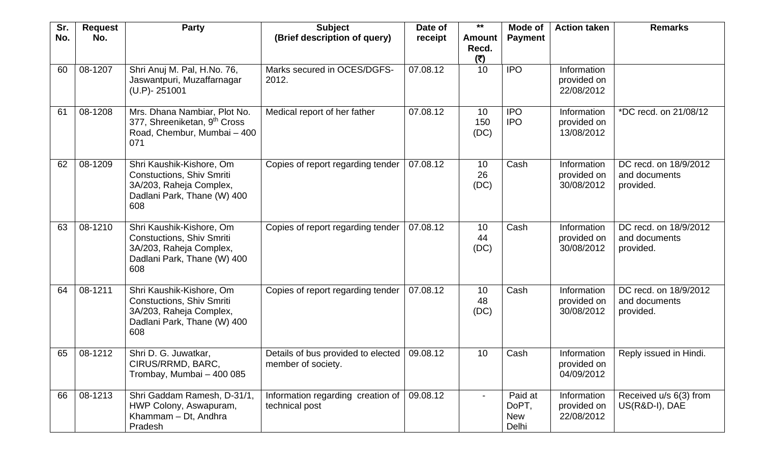| Sr. No. | Request No. | Party | Subject (Brief description of query) | Date of receipt | ** Amount Recd. (₹) | Mode of Payment | Action taken | Remarks |
|---|---|---|---|---|---|---|---|---|
| 60 | 08-1207 | Shri Anuj M. Pal, H.No. 76, Jaswantpuri, Muzaffarnagar (U.P)- 251001 | Marks secured in OCES/DGFS-2012. | 07.08.12 | 10 | IPO | Information provided on 22/08/2012 | |
| 61 | 08-1208 | Mrs. Dhana Nambiar, Plot No. 377, Shreeniketan, 9th Cross Road, Chembur, Mumbai – 400 071 | Medical report of her father | 07.08.12 | 10<br>150 (DC) | IPO<br>IPO | Information provided on 13/08/2012 | *DC recd. on 21/08/12 |
| 62 | 08-1209 | Shri Kaushik-Kishore, Om Constuctions, Shiv Smriti 3A/203, Raheja Complex, Dadlani Park, Thane (W) 400 608 | Copies of report regarding tender | 07.08.12 | 10<br>26 (DC) | Cash | Information provided on 30/08/2012 | DC recd. on 18/9/2012 and documents provided. |
| 63 | 08-1210 | Shri Kaushik-Kishore, Om Constuctions, Shiv Smriti 3A/203, Raheja Complex, Dadlani Park, Thane (W) 400 608 | Copies of report regarding tender | 07.08.12 | 10<br>44 (DC) | Cash | Information provided on 30/08/2012 | DC recd. on 18/9/2012 and documents provided. |
| 64 | 08-1211 | Shri Kaushik-Kishore, Om Constuctions, Shiv Smriti 3A/203, Raheja Complex, Dadlani Park, Thane (W) 400 608 | Copies of report regarding tender | 07.08.12 | 10<br>48 (DC) | Cash | Information provided on 30/08/2012 | DC recd. on 18/9/2012 and documents provided. |
| 65 | 08-1212 | Shri D. G. Juwatkar, CIRUS/RRMD, BARC, Trombay, Mumbai – 400 085 | Details of bus provided to elected member of society. | 09.08.12 | 10 | Cash | Information provided on 04/09/2012 | Reply issued in Hindi. |
| 66 | 08-1213 | Shri Gaddam Ramesh, D-31/1, HWP Colony, Aswapuram, Khammam – Dt, Andhra Pradesh | Information regarding creation of technical post | 09.08.12 | - | Paid at DoPT, New Delhi | Information provided on 22/08/2012 | Received u/s 6(3) from US(R&D-I), DAE |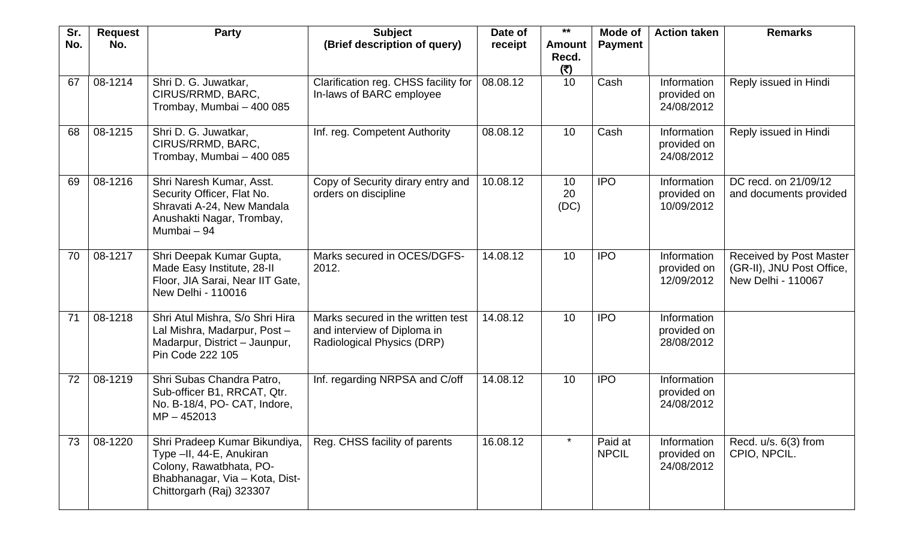| Sr. No. | Request No. | Party | Subject (Brief description of query) | Date of receipt | ** Amount Recd. (₹) | Mode of Payment | Action taken | Remarks |
|---|---|---|---|---|---|---|---|---|
| 67 | 08-1214 | Shri D. G. Juwatkar, CIRUS/RRMD, BARC, Trombay, Mumbai – 400 085 | Clarification reg. CHSS facility for In-laws of BARC employee | 08.08.12 | 10 | Cash | Information provided on 24/08/2012 | Reply issued in Hindi |
| 68 | 08-1215 | Shri D. G. Juwatkar, CIRUS/RRMD, BARC, Trombay, Mumbai – 400 085 | Inf. reg. Competent Authority | 08.08.12 | 10 | Cash | Information provided on 24/08/2012 | Reply issued in Hindi |
| 69 | 08-1216 | Shri Naresh Kumar, Asst. Security Officer, Flat No. Shravati A-24, New Mandala Anushakti Nagar, Trombay, Mumbai – 94 | Copy of Security dirary entry and orders on discipline | 10.08.12 | 10 20 (DC) | IPO | Information provided on 10/09/2012 | DC recd. on 21/09/12 and documents provided |
| 70 | 08-1217 | Shri Deepak Kumar Gupta, Made Easy Institute, 28-II Floor, JIA Sarai, Near IIT Gate, New Delhi - 110016 | Marks secured in OCES/DGFS-2012. | 14.08.12 | 10 | IPO | Information provided on 12/09/2012 | Received by Post Master (GR-II), JNU Post Office, New Delhi - 110067 |
| 71 | 08-1218 | Shri Atul Mishra, S/o Shri Hira Lal Mishra, Madarpur, Post – Madarpur, District – Jaunpur, Pin Code 222 105 | Marks secured in the written test and interview of Diploma in Radiological Physics (DRP) | 14.08.12 | 10 | IPO | Information provided on 28/08/2012 | |
| 72 | 08-1219 | Shri Subas Chandra Patro, Sub-officer B1, RRCAT, Qtr. No. B-18/4, PO- CAT, Indore, MP – 452013 | Inf. regarding NRPSA and C/off | 14.08.12 | 10 | IPO | Information provided on 24/08/2012 | |
| 73 | 08-1220 | Shri Pradeep Kumar Bikundiya, Type –II, 44-E, Anukiran Colony, Rawatbhata, PO- Bhabhanagar, Via – Kota, Dist-Chittorgarh (Raj) 323307 | Reg. CHSS facility of parents | 16.08.12 | * | Paid at NPCIL | Information provided on 24/08/2012 | Recd. u/s. 6(3) from CPIO, NPCIL. |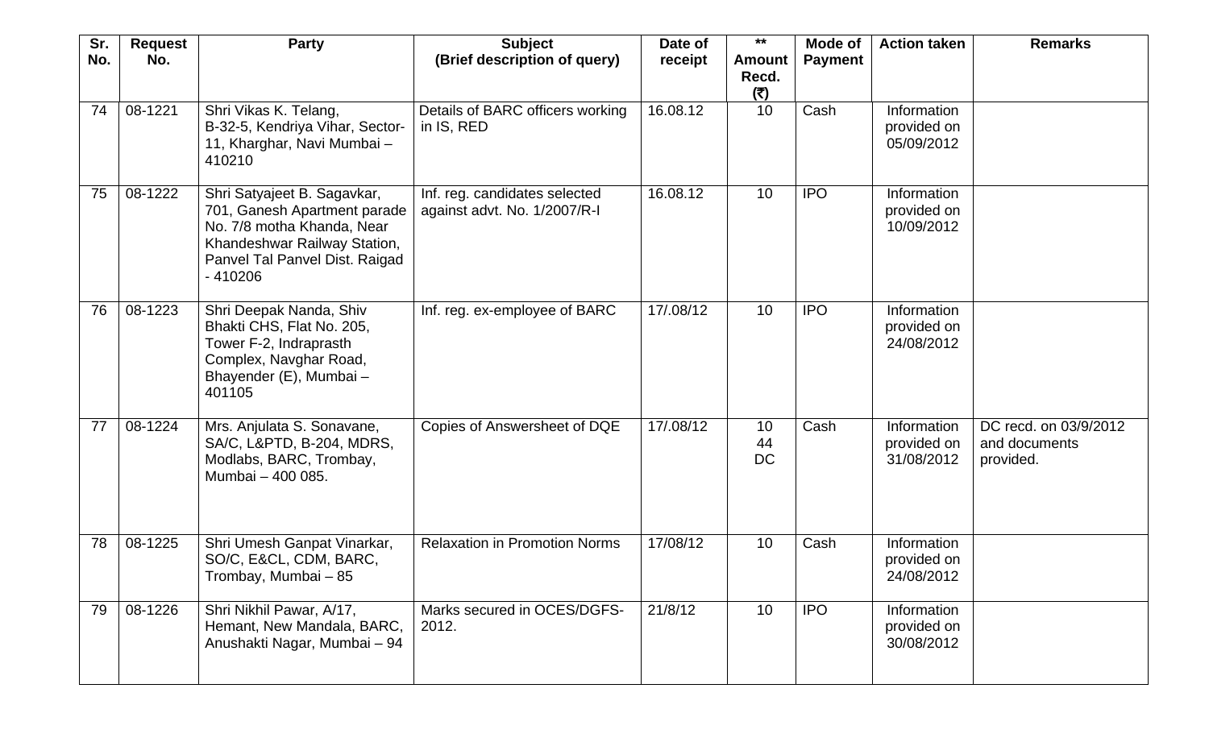| Sr. No. | Request No. | Party | Subject (Brief description of query) | Date of receipt | ** Amount Recd. (₹) | Mode of Payment | Action taken | Remarks |
|---|---|---|---|---|---|---|---|---|
| 74 | 08-1221 | Shri Vikas K. Telang, B-32-5, Kendriya Vihar, Sector-11, Kharghar, Navi Mumbai – 410210 | Details of BARC officers working in IS, RED | 16.08.12 | 10 | Cash | Information provided on 05/09/2012 | |
| 75 | 08-1222 | Shri Satyajeet B. Sagavkar, 701, Ganesh Apartment parade No. 7/8 motha Khanda, Near Khandeshwar Railway Station, Panvel Tal Panvel Dist. Raigad - 410206 | Inf. reg. candidates selected against advt. No. 1/2007/R-I | 16.08.12 | 10 | IPO | Information provided on 10/09/2012 | |
| 76 | 08-1223 | Shri Deepak Nanda, Shiv Bhakti CHS, Flat No. 205, Tower F-2, Indraprasth Complex, Navghar Road, Bhayender (E), Mumbai – 401105 | Inf. reg. ex-employee of BARC | 17/.08/12 | 10 | IPO | Information provided on 24/08/2012 | |
| 77 | 08-1224 | Mrs. Anjulata S. Sonavane, SA/C, L&PTD, B-204, MDRS, Modlabs, BARC, Trombay, Mumbai – 400 085. | Copies of Answersheet of DQE | 17/.08/12 | 10 44 DC | Cash | Information provided on 31/08/2012 | DC recd. on 03/9/2012 and documents provided. |
| 78 | 08-1225 | Shri Umesh Ganpat Vinarkar, SO/C, E&CL, CDM, BARC, Trombay, Mumbai – 85 | Relaxation in Promotion Norms | 17/08/12 | 10 | Cash | Information provided on 24/08/2012 | |
| 79 | 08-1226 | Shri Nikhil Pawar, A/17, Hemant, New Mandala, BARC, Anushakti Nagar, Mumbai – 94 | Marks secured in OCES/DGFS-2012. | 21/8/12 | 10 | IPO | Information provided on 30/08/2012 | |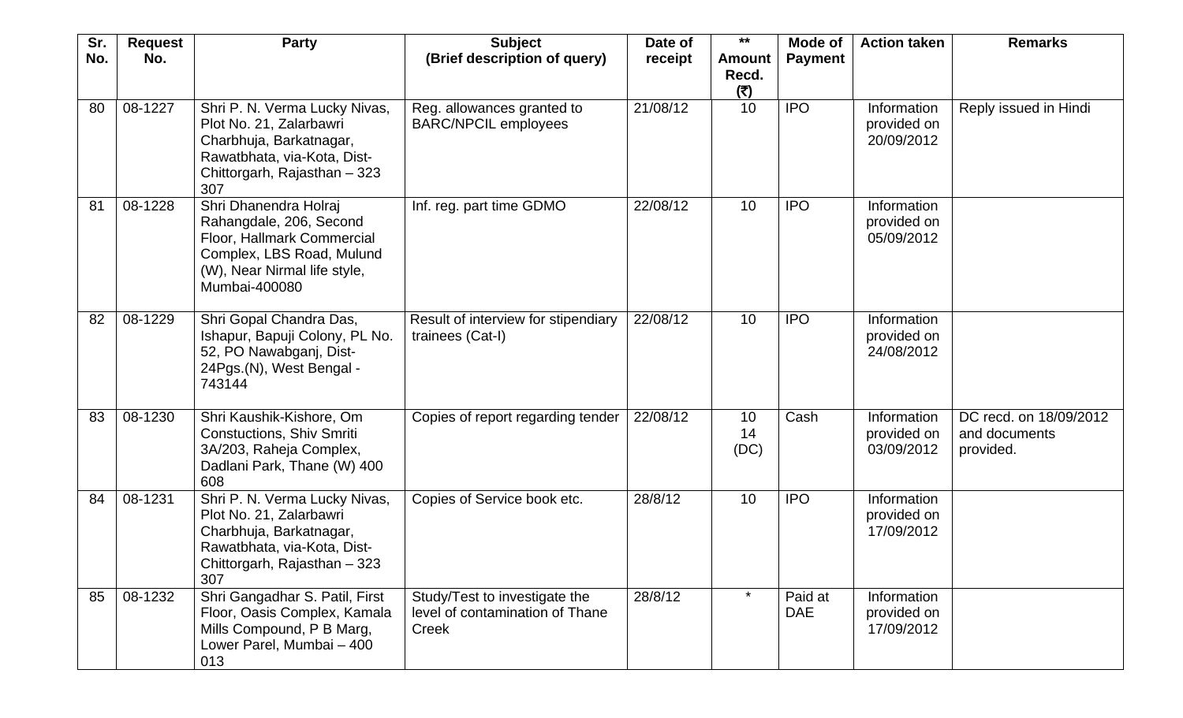| Sr. No. | Request No. | Party | Subject (Brief description of query) | Date of receipt | ** Amount Recd. (₹) | Mode of Payment | Action taken | Remarks |
|---|---|---|---|---|---|---|---|---|
| 80 | 08-1227 | Shri P. N. Verma Lucky Nivas, Plot No. 21, Zalarbawri Charbhuja, Barkatnagar, Rawatbhata, via-Kota, Dist-Chittorgarh, Rajasthan – 323 307 | Reg. allowances granted to BARC/NPCIL employees | 21/08/12 | 10 | IPO | Information provided on 20/09/2012 | Reply issued in Hindi |
| 81 | 08-1228 | Shri Dhanendra Holraj Rahangdale, 206, Second Floor, Hallmark Commercial Complex, LBS Road, Mulund (W), Near Nirmal life style, Mumbai-400080 | Inf. reg. part time GDMO | 22/08/12 | 10 | IPO | Information provided on 05/09/2012 | |
| 82 | 08-1229 | Shri Gopal Chandra Das, Ishapur, Bapuji Colony, PL No. 52, PO Nawabganj, Dist-24Pgs.(N), West Bengal - 743144 | Result of interview for stipendiary trainees (Cat-I) | 22/08/12 | 10 | IPO | Information provided on 24/08/2012 | |
| 83 | 08-1230 | Shri Kaushik-Kishore, Om Constuctions, Shiv Smriti 3A/203, Raheja Complex, Dadlani Park, Thane (W) 400 608 | Copies of report regarding tender | 22/08/12 | 10 14 (DC) | Cash | Information provided on 03/09/2012 | DC recd. on 18/09/2012 and documents provided. |
| 84 | 08-1231 | Shri P. N. Verma Lucky Nivas, Plot No. 21, Zalarbawri Charbhuja, Barkatnagar, Rawatbhata, via-Kota, Dist-Chittorgarh, Rajasthan – 323 307 | Copies of Service book etc. | 28/8/12 | 10 | IPO | Information provided on 17/09/2012 | |
| 85 | 08-1232 | Shri Gangadhar S. Patil, First Floor, Oasis Complex, Kamala Mills Compound, P B Marg, Lower Parel, Mumbai – 400 013 | Study/Test to investigate the level of contamination of Thane Creek | 28/8/12 | * | Paid at DAE | Information provided on 17/09/2012 | |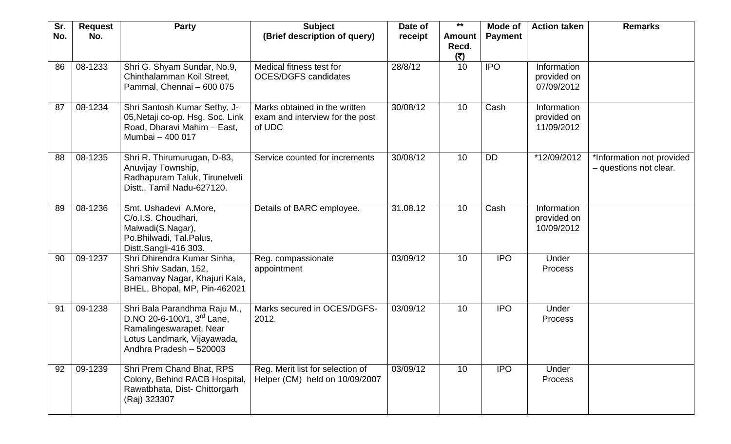| Sr. No. | Request No. | Party | Subject (Brief description of query) | Date of receipt | ** Amount Recd. (₹) | Mode of Payment | Action taken | Remarks |
|---|---|---|---|---|---|---|---|---|
| 86 | 08-1233 | Shri G. Shyam Sundar, No.9, Chinthalamman Koil Street, Pammal, Chennai – 600 075 | Medical fitness test for OCES/DGFS candidates | 28/8/12 | 10 | IPO | Information provided on 07/09/2012 | |
| 87 | 08-1234 | Shri Santosh Kumar Sethy, J-05,Netaji co-op. Hsg. Soc. Link Road, Dharavi Mahim – East, Mumbai – 400 017 | Marks obtained in the written exam and interview for the post of UDC | 30/08/12 | 10 | Cash | Information provided on 11/09/2012 | |
| 88 | 08-1235 | Shri R. Thirumurugan, D-83, Anuvijay Township, Radhapuram Taluk, Tirunelveli Distt., Tamil Nadu-627120. | Service counted for increments | 30/08/12 | 10 | DD | *12/09/2012 | *Information not provided – questions not clear. |
| 89 | 08-1236 | Smt. Ushadevi A.More, C/o.I.S. Choudhari, Malwadi(S.Nagar), Po.Bhilwadi, Tal.Palus, Distt.Sangli-416 303. | Details of BARC employee. | 31.08.12 | 10 | Cash | Information provided on 10/09/2012 | |
| 90 | 09-1237 | Shri Dhirendra Kumar Sinha, Shri Shiv Sadan, 152, Samanvay Nagar, Khajuri Kala, BHEL, Bhopal, MP, Pin-462021 | Reg. compassionate appointment | 03/09/12 | 10 | IPO | Under Process | |
| 91 | 09-1238 | Shri Bala Parandhma Raju M., D.NO 20-6-100/1, 3rd Lane, Ramalingeswarapet, Near Lotus Landmark, Vijayawada, Andhra Pradesh – 520003 | Marks secured in OCES/DGFS-2012. | 03/09/12 | 10 | IPO | Under Process | |
| 92 | 09-1239 | Shri Prem Chand Bhat, RPS Colony, Behind RACB Hospital, Rawatbhata, Dist- Chittorgarh (Raj) 323307 | Reg. Merit list for selection of Helper (CM) held on 10/09/2007 | 03/09/12 | 10 | IPO | Under Process | |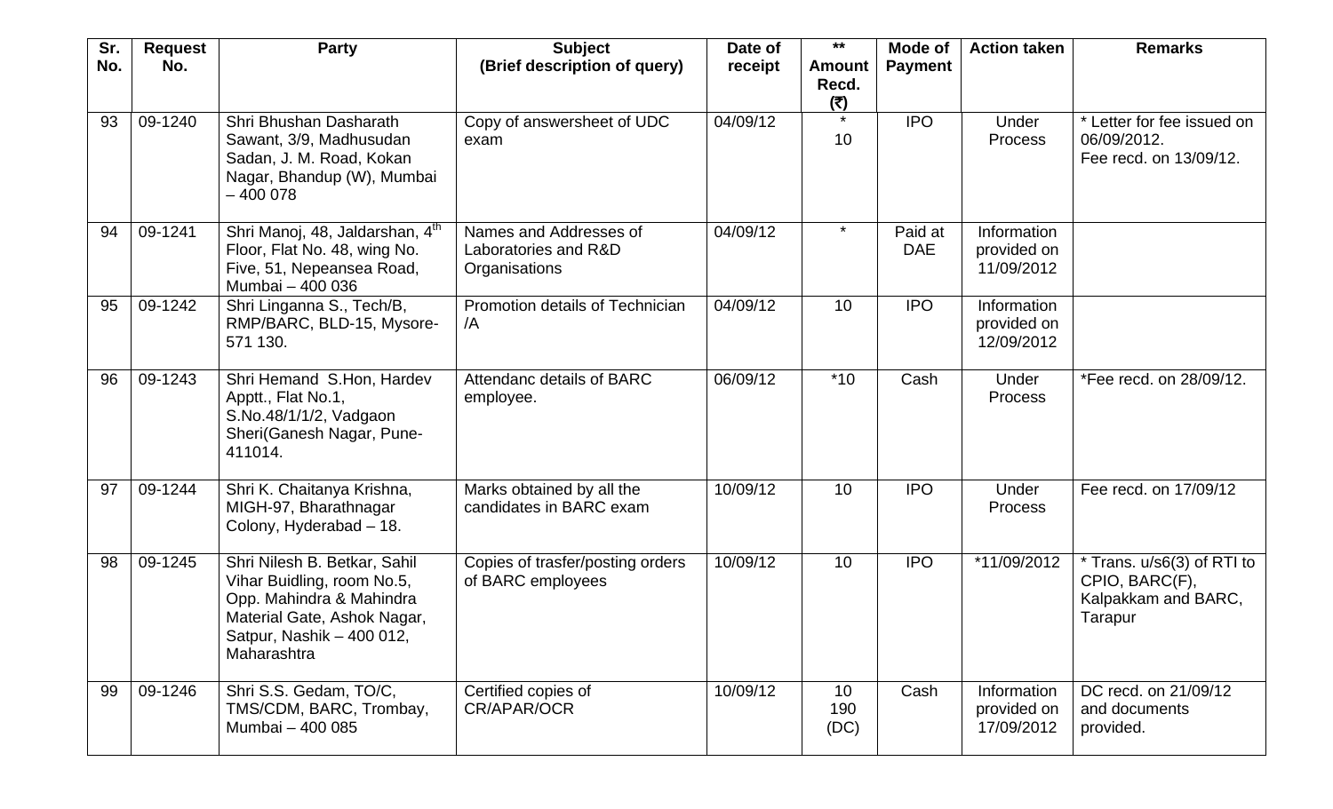| Sr. No. | Request No. | Party | Subject (Brief description of query) | Date of receipt | ** Amount Recd. (₹) | Mode of Payment | Action taken | Remarks |
|---|---|---|---|---|---|---|---|---|
| 93 | 09-1240 | Shri Bhushan Dasharath Sawant, 3/9, Madhusudan Sadan, J. M. Road, Kokan Nagar, Bhandup (W), Mumbai – 400 078 | Copy of answersheet of UDC exam | 04/09/12 | * 10 | IPO | Under Process | * Letter for fee issued on 06/09/2012. Fee recd. on 13/09/12. |
| 94 | 09-1241 | Shri Manoj, 48, Jaldarshan, 4th Floor, Flat No. 48, wing No. Five, 51, Nepeansea Road, Mumbai – 400 036 | Names and Addresses of Laboratories and R&D Organisations | 04/09/12 | * | Paid at DAE | Information provided on 11/09/2012 | |
| 95 | 09-1242 | Shri Linganna S., Tech/B, RMP/BARC, BLD-15, Mysore-571 130. | Promotion details of Technician /A | 04/09/12 | 10 | IPO | Information provided on 12/09/2012 | |
| 96 | 09-1243 | Shri Hemand S.Hon, Hardev Apptt., Flat No.1, S.No.48/1/1/2, Vadgaon Sheri(Ganesh Nagar, Pune-411014. | Attendanc details of BARC employee. | 06/09/12 | *10 | Cash | Under Process | *Fee recd. on 28/09/12. |
| 97 | 09-1244 | Shri K. Chaitanya Krishna, MIGH-97, Bharathnagar Colony, Hyderabad – 18. | Marks obtained by all the candidates in BARC exam | 10/09/12 | 10 | IPO | Under Process | Fee recd. on 17/09/12 |
| 98 | 09-1245 | Shri Nilesh B. Betkar, Sahil Vihar Buidling, room No.5, Opp. Mahindra & Mahindra Material Gate, Ashok Nagar, Satpur, Nashik – 400 012, Maharashtra | Copies of trasfer/posting orders of BARC employees | 10/09/12 | 10 | IPO | *11/09/2012 | * Trans. u/s6(3) of RTI to CPIO, BARC(F), Kalpakkam and BARC, Tarapur |
| 99 | 09-1246 | Shri S.S. Gedam, TO/C, TMS/CDM, BARC, Trombay, Mumbai – 400 085 | Certified copies of CR/APAR/OCR | 10/09/12 | 10 190 (DC) | Cash | Information provided on 17/09/2012 | DC recd. on 21/09/12 and documents provided. |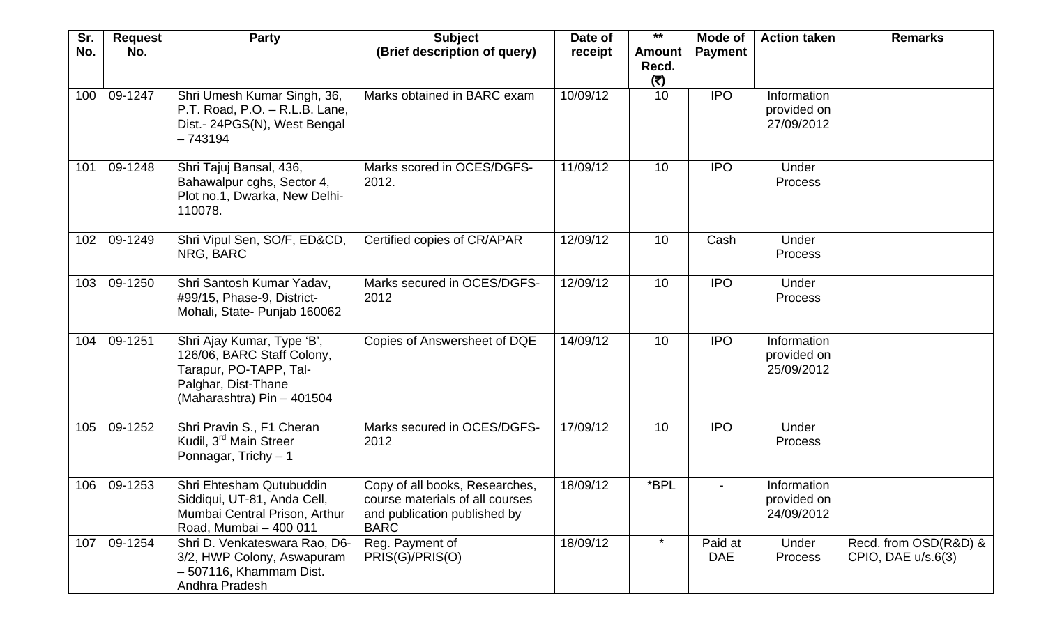| Sr. No. | Request No. | Party | Subject (Brief description of query) | Date of receipt | ** Amount Recd. (₹) | Mode of Payment | Action taken | Remarks |
|---|---|---|---|---|---|---|---|---|
| 100 | 09-1247 | Shri Umesh Kumar Singh, 36, P.T. Road, P.O. – R.L.B. Lane, Dist.- 24PGS(N), West Bengal – 743194 | Marks obtained in BARC exam | 10/09/12 | 10 | IPO | Information provided on 27/09/2012 | |
| 101 | 09-1248 | Shri Tajuj Bansal, 436, Bahawalpur cghs, Sector 4, Plot no.1, Dwarka, New Delhi-110078. | Marks scored in OCES/DGFS-2012. | 11/09/12 | 10 | IPO | Under Process | |
| 102 | 09-1249 | Shri Vipul Sen, SO/F, ED&CD, NRG, BARC | Certified copies of CR/APAR | 12/09/12 | 10 | Cash | Under Process | |
| 103 | 09-1250 | Shri Santosh Kumar Yadav, #99/15, Phase-9, District-Mohali, State- Punjab 160062 | Marks secured in OCES/DGFS-2012 | 12/09/12 | 10 | IPO | Under Process | |
| 104 | 09-1251 | Shri Ajay Kumar, Type 'B', 126/06, BARC Staff Colony, Tarapur, PO-TAPP, Tal-Palghar, Dist-Thane (Maharashtra) Pin – 401504 | Copies of Answersheet of DQE | 14/09/12 | 10 | IPO | Information provided on 25/09/2012 | |
| 105 | 09-1252 | Shri Pravin S., F1 Cheran Kudil, 3rd Main Streer Ponnagar, Trichy – 1 | Marks secured in OCES/DGFS-2012 | 17/09/12 | 10 | IPO | Under Process | |
| 106 | 09-1253 | Shri Ehtesham Qutubuddin Siddiqui, UT-81, Anda Cell, Mumbai Central Prison, Arthur Road, Mumbai – 400 011 | Copy of all books, Researches, course materials of all courses and publication published by BARC | 18/09/12 | *BPL | - | Information provided on 24/09/2012 | |
| 107 | 09-1254 | Shri D. Venkateswara Rao, D6-3/2, HWP Colony, Aswapuram – 507116, Khammam Dist. Andhra Pradesh | Reg. Payment of PRIS(G)/PRIS(O) | 18/09/12 | * | Paid at DAE | Under Process | Recd. from OSD(R&D) & CPIO, DAE u/s.6(3) |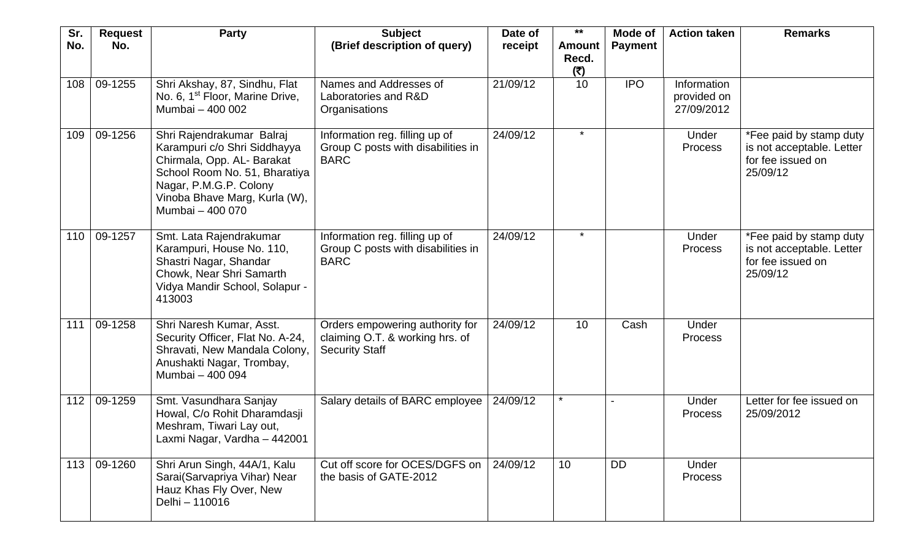| Sr. No. | Request No. | Party | Subject (Brief description of query) | Date of receipt | ** Amount Recd. (₹) | Mode of Payment | Action taken | Remarks |
|---|---|---|---|---|---|---|---|---|
| 108 | 09-1255 | Shri Akshay, 87, Sindhu, Flat No. 6, 1st Floor, Marine Drive, Mumbai – 400 002 | Names and Addresses of Laboratories and R&D Organisations | 21/09/12 | 10 | IPO | Information provided on 27/09/2012 | |
| 109 | 09-1256 | Shri Rajendrakumar Balraj Karampuri c/o Shri Siddhayya Chirmala, Opp. AL- Barakat School Room No. 51, Bharatiya Nagar, P.M.G.P. Colony Vinoba Bhave Marg, Kurla (W), Mumbai – 400 070 | Information reg. filling up of Group C posts with disabilities in BARC | 24/09/12 | * | | Under Process | *Fee paid by stamp duty is not acceptable. Letter for fee issued on 25/09/12 |
| 110 | 09-1257 | Smt. Lata Rajendrakumar Karampuri, House No. 110, Shastri Nagar, Shandar Chowk, Near Shri Samarth Vidya Mandir School, Solapur - 413003 | Information reg. filling up of Group C posts with disabilities in BARC | 24/09/12 | * | | Under Process | *Fee paid by stamp duty is not acceptable. Letter for fee issued on 25/09/12 |
| 111 | 09-1258 | Shri Naresh Kumar, Asst. Security Officer, Flat No. A-24, Shravati, New Mandala Colony, Anushakti Nagar, Trombay, Mumbai – 400 094 | Orders empowering authority for claiming O.T. & working hrs. of Security Staff | 24/09/12 | 10 | Cash | Under Process | |
| 112 | 09-1259 | Smt. Vasundhara Sanjay Howal, C/o Rohit Dharamdasji Meshram, Tiwari Lay out, Laxmi Nagar, Vardha – 442001 | Salary details of BARC employee | 24/09/12 | * | - | Under Process | Letter for fee issued on 25/09/2012 |
| 113 | 09-1260 | Shri Arun Singh, 44A/1, Kalu Sarai(Sarvapriya Vihar) Near Hauz Khas Fly Over, New Delhi – 110016 | Cut off score for OCES/DGFS on the basis of GATE-2012 | 24/09/12 | 10 | DD | Under Process | |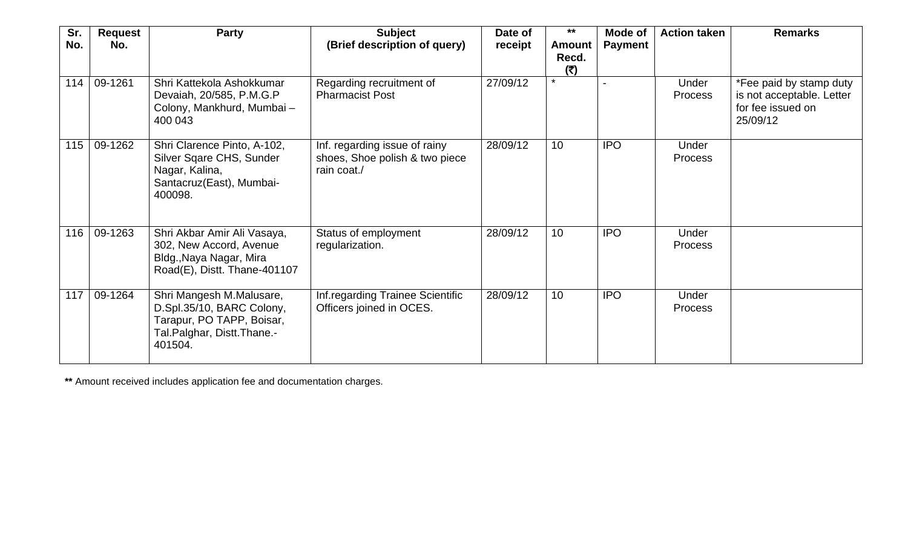| Sr. No. | Request No. | Party | Subject (Brief description of query) | Date of receipt | ** Amount Recd. (₹) | Mode of Payment | Action taken | Remarks |
|---|---|---|---|---|---|---|---|---|
| 114 | 09-1261 | Shri Kattekola Ashokkumar Devaiah, 20/585, P.M.G.P Colony, Mankhurd, Mumbai – 400 043 | Regarding recruitment of Pharmacist Post | 27/09/12 | * | - | Under Process | *Fee paid by stamp duty is not acceptable. Letter for fee issued on 25/09/12 |
| 115 | 09-1262 | Shri Clarence Pinto, A-102, Silver Sqare CHS, Sunder Nagar, Kalina, Santacruz(East), Mumbai-400098. | Inf. regarding issue of rainy shoes, Shoe polish & two piece rain coat./ | 28/09/12 | 10 | IPO | Under Process | |
| 116 | 09-1263 | Shri Akbar Amir Ali Vasaya, 302, New Accord, Avenue Bldg.,Naya Nagar, Mira Road(E), Distt. Thane-401107 | Status of employment regularization. | 28/09/12 | 10 | IPO | Under Process | |
| 117 | 09-1264 | Shri Mangesh M.Malusare, D.Spl.35/10, BARC Colony, Tarapur, PO TAPP, Boisar, Tal.Palghar, Distt.Thane.-401504. | Inf.regarding Trainee Scientific Officers joined in OCES. | 28/09/12 | 10 | IPO | Under Process | |

**\*\*** Amount received includes application fee and documentation charges.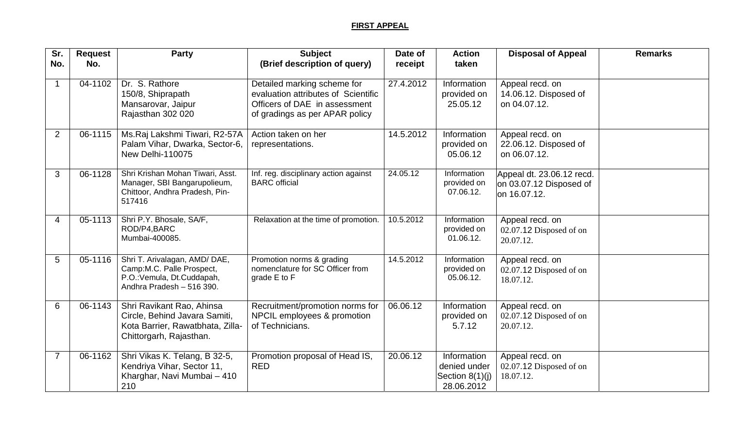**FIRST APPEAL**

| Sr. No. | Request No. | Party | Subject (Brief description of query) | Date of receipt | Action taken | Disposal of Appeal | Remarks |
|---|---|---|---|---|---|---|---|
| 1 | 04-1102 | Dr. S. Rathore 150/8, Shiprapath Mansarovar, Jaipur Rajasthan 302 020 | Detailed marking scheme for evaluation attributes of Scientific Officers of DAE in assessment of gradings as per APAR policy | 27.4.2012 | Information provided on 25.05.12 | Appeal recd. on 14.06.12. Disposed of on 04.07.12. | |
| 2 | 06-1115 | Ms.Raj Lakshmi Tiwari, R2-57A Palam Vihar, Dwarka, Sector-6, New Delhi-110075 | Action taken on her representations. | 14.5.2012 | Information provided on 05.06.12 | Appeal recd. on 22.06.12. Disposed of on 06.07.12. | |
| 3 | 06-1128 | Shri Krishan Mohan Tiwari, Asst. Manager, SBI Bangarupolieum, Chittoor, Andhra Pradesh, Pin-517416 | Inf. reg. disciplinary action against BARC official | 24.05.12 | Information provided on 07.06.12. | Appeal dt. 23.06.12 recd. on 03.07.12 Disposed of on 16.07.12. | |
| 4 | 05-1113 | Shri P.Y. Bhosale, SA/F, ROD/P4,BARC Mumbai-400085. | Relaxation at the time of promotion. | 10.5.2012 | Information provided on 01.06.12. | Appeal recd. on 02.07.12 Disposed of on 20.07.12. | |
| 5 | 05-1116 | Shri T. Arivalagan, AMD/ DAE, Camp:M.C. Palle Prospect, P.O.:Vemula, Dt.Cuddapah, Andhra Pradesh – 516 390. | Promotion norms & grading nomenclature for SC Officer from grade E to F | 14.5.2012 | Information provided on 05.06.12. | Appeal recd. on 02.07.12 Disposed of on 18.07.12. | |
| 6 | 06-1143 | Shri Ravikant Rao, Ahinsa Circle, Behind Javara Samiti, Kota Barrier, Rawatbhata, Zilla-Chittorgarh, Rajasthan. | Recruitment/promotion norms for NPCIL employees & promotion of Technicians. | 06.06.12 | Information provided on 5.7.12 | Appeal recd. on 02.07.12 Disposed of on 20.07.12. | |
| 7 | 06-1162 | Shri Vikas K. Telang, B 32-5, Kendriya Vihar, Sector 11, Kharghar, Navi Mumbai – 410 210 | Promotion proposal of Head IS, RED | 20.06.12 | Information denied under Section 8(1)(j) 28.06.2012 | Appeal recd. on 02.07.12 Disposed of on 18.07.12. | |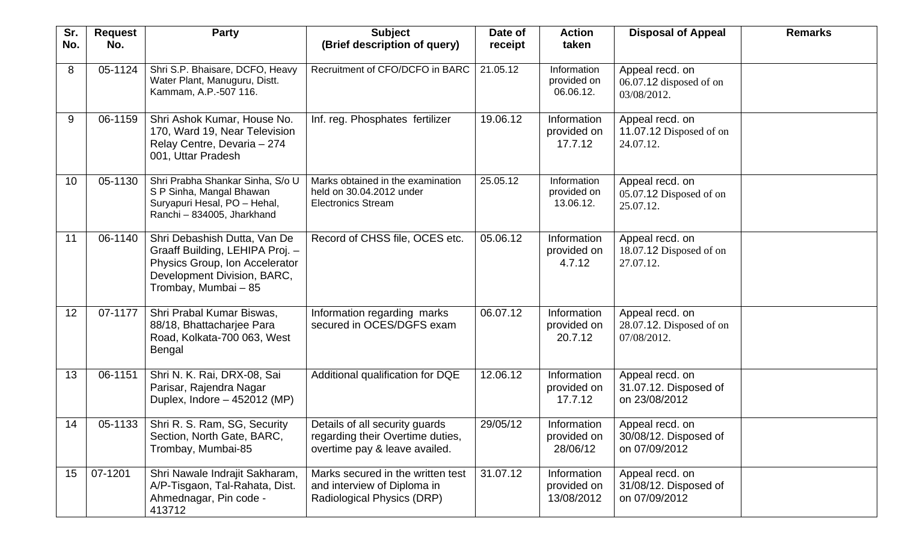| Sr. No. | Request No. | Party | Subject (Brief description of query) | Date of receipt | Action taken | Disposal of Appeal | Remarks |
|---|---|---|---|---|---|---|---|
| 8 | 05-1124 | Shri S.P. Bhaisare, DCFO, Heavy Water Plant, Manuguru, Distt. Kammam, A.P.-507 116. | Recruitment of CFO/DCFO in BARC | 21.05.12 | Information provided on 06.06.12. | Appeal recd. on 06.07.12 disposed of on 03/08/2012. | |
| 9 | 06-1159 | Shri Ashok Kumar, House No. 170, Ward 19, Near Television Relay Centre, Devaria – 274 001, Uttar Pradesh | Inf. reg. Phosphates fertilizer | 19.06.12 | Information provided on 17.7.12 | Appeal recd. on 11.07.12 Disposed of on 24.07.12. | |
| 10 | 05-1130 | Shri Prabha Shankar Sinha, S/o U S P Sinha, Mangal Bhawan Suryapuri Hesal, PO – Hehal, Ranchi – 834005, Jharkhand | Marks obtained in the examination held on 30.04.2012 under Electronics Stream | 25.05.12 | Information provided on 13.06.12. | Appeal recd. on 05.07.12 Disposed of on 25.07.12. | |
| 11 | 06-1140 | Shri Debashish Dutta, Van De Graaff Building, LEHIPA Proj. – Physics Group, Ion Accelerator Development Division, BARC, Trombay, Mumbai – 85 | Record of CHSS file, OCES etc. | 05.06.12 | Information provided on 4.7.12 | Appeal recd. on 18.07.12 Disposed of on 27.07.12. | |
| 12 | 07-1177 | Shri Prabal Kumar Biswas, 88/18, Bhattacharjee Para Road, Kolkata-700 063, West Bengal | Information regarding marks secured in OCES/DGFS exam | 06.07.12 | Information provided on 20.7.12 | Appeal recd. on 28.07.12. Disposed of on 07/08/2012. | |
| 13 | 06-1151 | Shri N. K. Rai, DRX-08, Sai Parisar, Rajendra Nagar Duplex, Indore – 452012 (MP) | Additional qualification for DQE | 12.06.12 | Information provided on 17.7.12 | Appeal recd. on 31.07.12. Disposed of on 23/08/2012 | |
| 14 | 05-1133 | Shri R. S. Ram, SG, Security Section, North Gate, BARC, Trombay, Mumbai-85 | Details of all security guards regarding their Overtime duties, overtime pay & leave availed. | 29/05/12 | Information provided on 28/06/12 | Appeal recd. on 30/08/12. Disposed of on 07/09/2012 | |
| 15 | 07-1201 | Shri Nawale Indrajit Sakharam, A/P-Tisgaon, Tal-Rahata, Dist. Ahmednagar, Pin code - 413712 | Marks secured in the written test and interview of Diploma in Radiological Physics (DRP) | 31.07.12 | Information provided on 13/08/2012 | Appeal recd. on 31/08/12. Disposed of on 07/09/2012 | |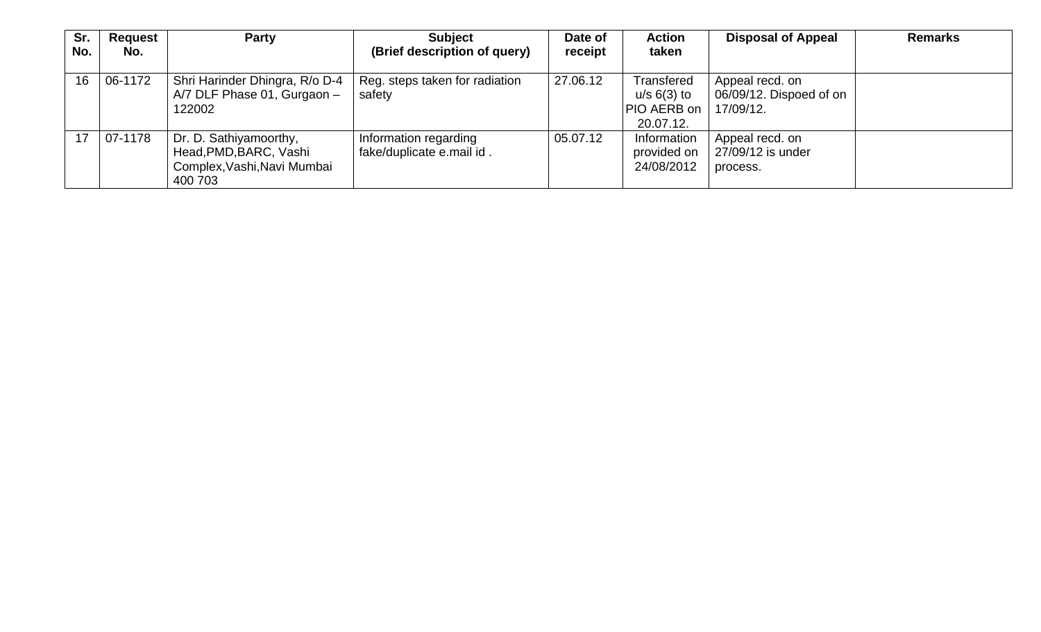| Sr. No. | Request No. | Party | Subject (Brief description of query) | Date of receipt | Action taken | Disposal of Appeal | Remarks |
|---|---|---|---|---|---|---|---|
| 16 | 06-1172 | Shri Harinder Dhingra, R/o D-4 A/7 DLF Phase 01, Gurgaon – 122002 | Reg. steps taken for radiation safety | 27.06.12 | Transfered u/s 6(3) to PIO AERB on 20.07.12. | Appeal recd. on 06/09/12. Dispoed of on 17/09/12. | |
| 17 | 07-1178 | Dr. D. Sathiyamoorthy, Head,PMD,BARC, Vashi Complex,Vashi,Navi Mumbai 400 703 | Information regarding fake/duplicate e.mail id . | 05.07.12 | Information provided on 24/08/2012 | Appeal recd. on 27/09/12 is under process. | |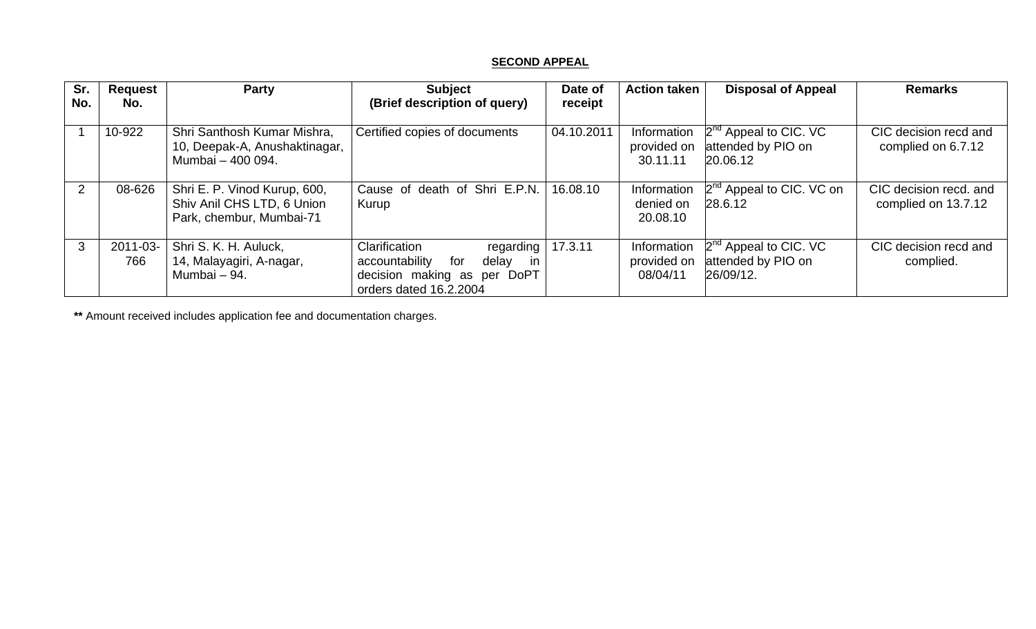**SECOND APPEAL**

| Sr. No. | Request No. | Party | Subject (Brief description of query) | Date of receipt | Action taken | Disposal of Appeal | Remarks |
|---|---|---|---|---|---|---|---|
| 1 | 10-922 | Shri Santhosh Kumar Mishra, 10, Deepak-A, Anushaktinagar, Mumbai – 400 094. | Certified copies of documents | 04.10.2011 | Information provided on 30.11.11 | 2nd Appeal to CIC. VC attended by PIO on 20.06.12 | CIC decision recd and complied on 6.7.12 |
| 2 | 08-626 | Shri E. P. Vinod Kurup, 600, Shiv Anil CHS LTD, 6 Union Park, chembur, Mumbai-71 | Cause of death of Shri E.P.N. Kurup | 16.08.10 | Information denied on 20.08.10 | 2nd Appeal to CIC. VC on 28.6.12 | CIC decision recd. and complied on 13.7.12 |
| 3 | 2011-03-766 | Shri S. K. H. Auluck, 14, Malayagiri, A-nagar, Mumbai – 94. | Clarification regarding accountability for delay in decision making as per DoPT orders dated 16.2.2004 | 17.3.11 | Information provided on 08/04/11 | 2nd Appeal to CIC. VC attended by PIO on 26/09/12. | CIC decision recd and complied. |

**\*\*** Amount received includes application fee and documentation charges.